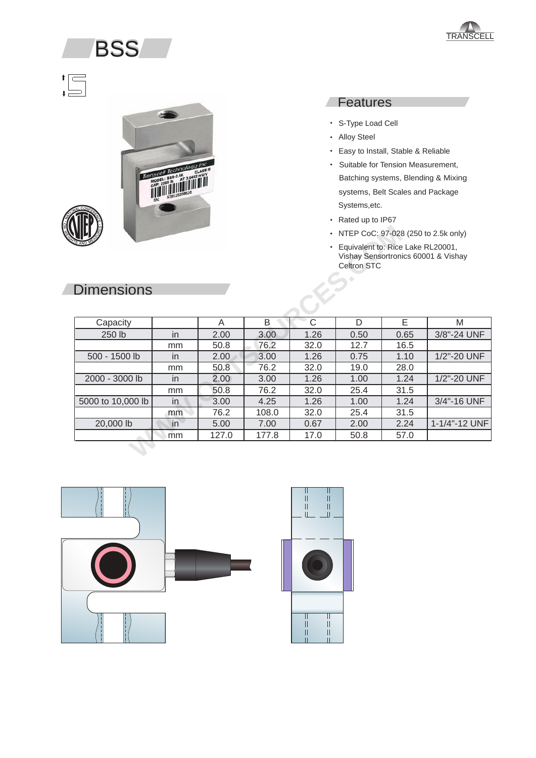# BSS

## Features

- S-Type Load Cell
- Alloy Steel
- Easy to Install, Stable & Reliable
- Suitable for Tension Measurement, Batching systems, Blending & Mixing systems, Belt Scales and Package Systems,etc.
- Rated up to IP67
- NTEP CoC: 97-028 (250 to 2.5k only)
- Equivalent to: Rice Lake RL20001, Vishay Sensortronics 60001 & Vishay Celtron STC

## Dimensions

| Capacity | | A | B | C | D | E | M |
|---|---|---|---|---|---|---|---|
| 250 lb | in | 2.00 | 3.00 | 1.26 | 0.50 | 0.65 | 3/8"-24 UNF |
| | mm | 50.8 | 76.2 | 32.0 | 12.7 | 16.5 | |
| 500 - 1500 lb | in | 2.00 | 3.00 | 1.26 | 0.75 | 1.10 | 1/2"-20 UNF |
| | mm | 50.8 | 76.2 | 32.0 | 19.0 | 28.0 | |
| 2000 - 3000 lb | in | 2.00 | 3.00 | 1.26 | 1.00 | 1.24 | 1/2"-20 UNF |
| | mm | 50.8 | 76.2 | 32.0 | 25.4 | 31.5 | |
| 5000 to 10,000 lb | in | 3.00 | 4.25 | 1.26 | 1.00 | 1.24 | 3/4"-16 UNF |
| | mm | 76.2 | 108.0 | 32.0 | 25.4 | 31.5 | |
| 20,000 lb | in | 5.00 | 7.00 | 0.67 | 2.00 | 2.24 | 1-1/4"-12 UNF |
| | mm | 127.0 | 177.8 | 17.0 | 50.8 | 57.0 | |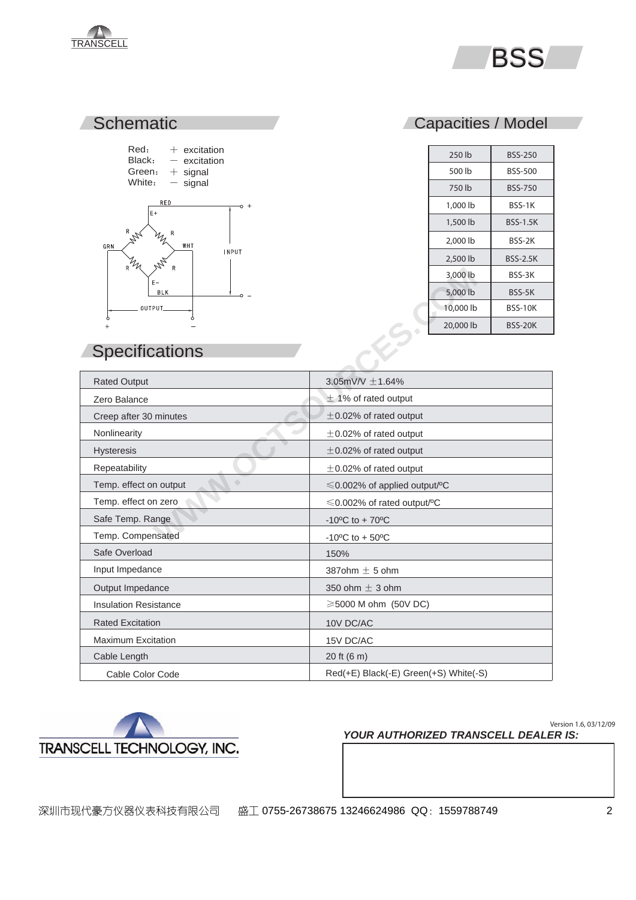TRANSCELL

# BSS

## Schematic

Red: + excitation
Black: − excitation
Green: + signal
White: − signal

RED
E+
R
R
GRN
WHT
INPUT
R
R
E−
BLK
OUTPUT
+
−
+
−

## Capacities / Model

| | |
|---|---|
| 250 lb | BSS-250 |
| 500 lb | BSS-500 |
| 750 lb | BSS-750 |
| 1,000 lb | BSS-1K |
| 1,500 lb | BSS-1.5K |
| 2,000 lb | BSS-2K |
| 2,500 lb | BSS-2.5K |
| 3,000 lb | BSS-3K |
| 5,000 lb | BSS-5K |
| 10,000 lb | BSS-10K |
| 20,000 lb | BSS-20K |

## Specifications

| | |
|---|---|
| Rated Output | 3.05mV/V ±1.64% |
| Zero Balance | ± 1% of rated output |
| Creep after 30 minutes | ±0.02% of rated output |
| Nonlinearity | ±0.02% of rated output |
| Hysteresis | ±0.02% of rated output |
| Repeatability | ±0.02% of rated output |
| Temp. effect on output | ≤0.002% of applied output/ºC |
| Temp. effect on zero | ≤0.002% of rated output/ºC |
| Safe Temp. Range | -10ºC to + 70ºC |
| Temp. Compensated | -10ºC to + 50ºC |
| Safe Overload | 150% |
| Input Impedance | 387ohm ± 5 ohm |
| Output Impedance | 350 ohm ± 3 ohm |
| Insulation Resistance | ≥5000 M ohm (50V DC) |
| Rated Excitation | 10V DC/AC |
| Maximum Excitation | 15V DC/AC |
| Cable Length | 20 ft (6 m) |
| Cable Color Code | Red(+E) Black(-E) Green(+S) White(-S) |

TRANSCELL TECHNOLOGY, INC.

Version 1.6, 03/12/09

***YOUR AUTHORIZED TRANSCELL DEALER IS:***

深圳市现代豪方仪器仪表科技有限公司　盛工 0755-26738675 13246624986 QQ：1559788749